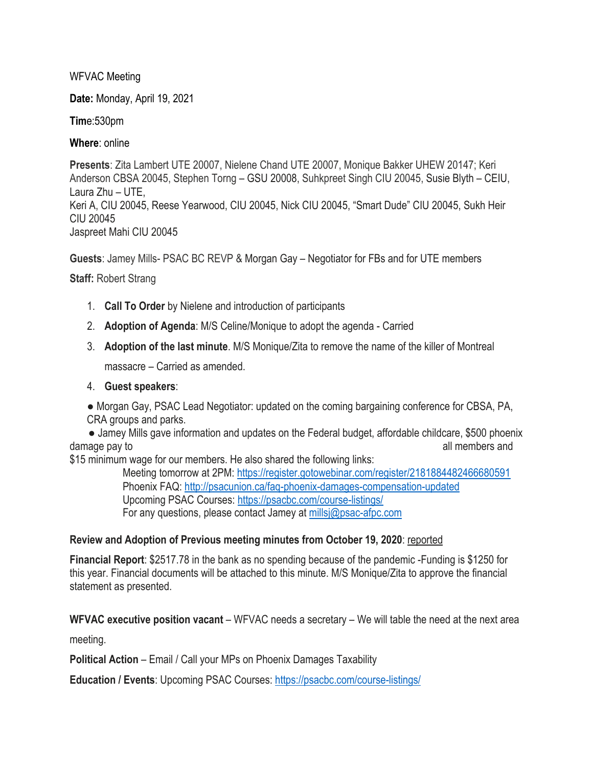WFVAC Meeting

**Date:** Monday, April 19, 2021

**Time**:530pm

**Where**: online

**Presents**: Zita Lambert UTE 20007, Nielene Chand UTE 20007, Monique Bakker UHEW 20147; Keri Anderson CBSA 20045, Stephen Torng – GSU 20008, Suhkpreet Singh CIU 20045, Susie Blyth – CEIU, Laura Zhu – UTE,
Keri A, CIU 20045, Reese Yearwood, CIU 20045, Nick CIU 20045, "Smart Dude" CIU 20045, Sukh Heir CIU 20045
Jaspreet Mahi CIU 20045

**Guests**: Jamey Mills- PSAC BC REVP & Morgan Gay – Negotiator for FBs and for UTE members

**Staff:** Robert Strang

1. **Call To Order** by Nielene and introduction of participants
2. **Adoption of Agenda**: M/S Celine/Monique to adopt the agenda - Carried
3. **Adoption of the last minute**. M/S Monique/Zita to remove the name of the killer of Montreal massacre – Carried as amended.
4. **Guest speakers**:

- Morgan Gay, PSAC Lead Negotiator: updated on the coming bargaining conference for CBSA, PA, CRA groups and parks.
- Jamey Mills gave information and updates on the Federal budget, affordable childcare, $500 phoenix damage pay to all members and $15 minimum wage for our members. He also shared the following links:
  - Meeting tomorrow at 2PM: https://register.gotowebinar.com/register/2181884482466680591
  - Phoenix FAQ: http://psacunion.ca/faq-phoenix-damages-compensation-updated
  - Upcoming PSAC Courses: https://psacbc.com/course-listings/
  - For any questions, please contact Jamey at millsj@psac-afpc.com

**Review and Adoption of Previous meeting minutes from October 19, 2020**: reported

**Financial Report**: $2517.78 in the bank as no spending because of the pandemic -Funding is $1250 for this year. Financial documents will be attached to this minute. M/S Monique/Zita to approve the financial statement as presented.

**WFVAC executive position vacant** – WFVAC needs a secretary – We will table the need at the next area meeting.

**Political Action** – Email / Call your MPs on Phoenix Damages Taxability

**Education / Events**: Upcoming PSAC Courses: https://psacbc.com/course-listings/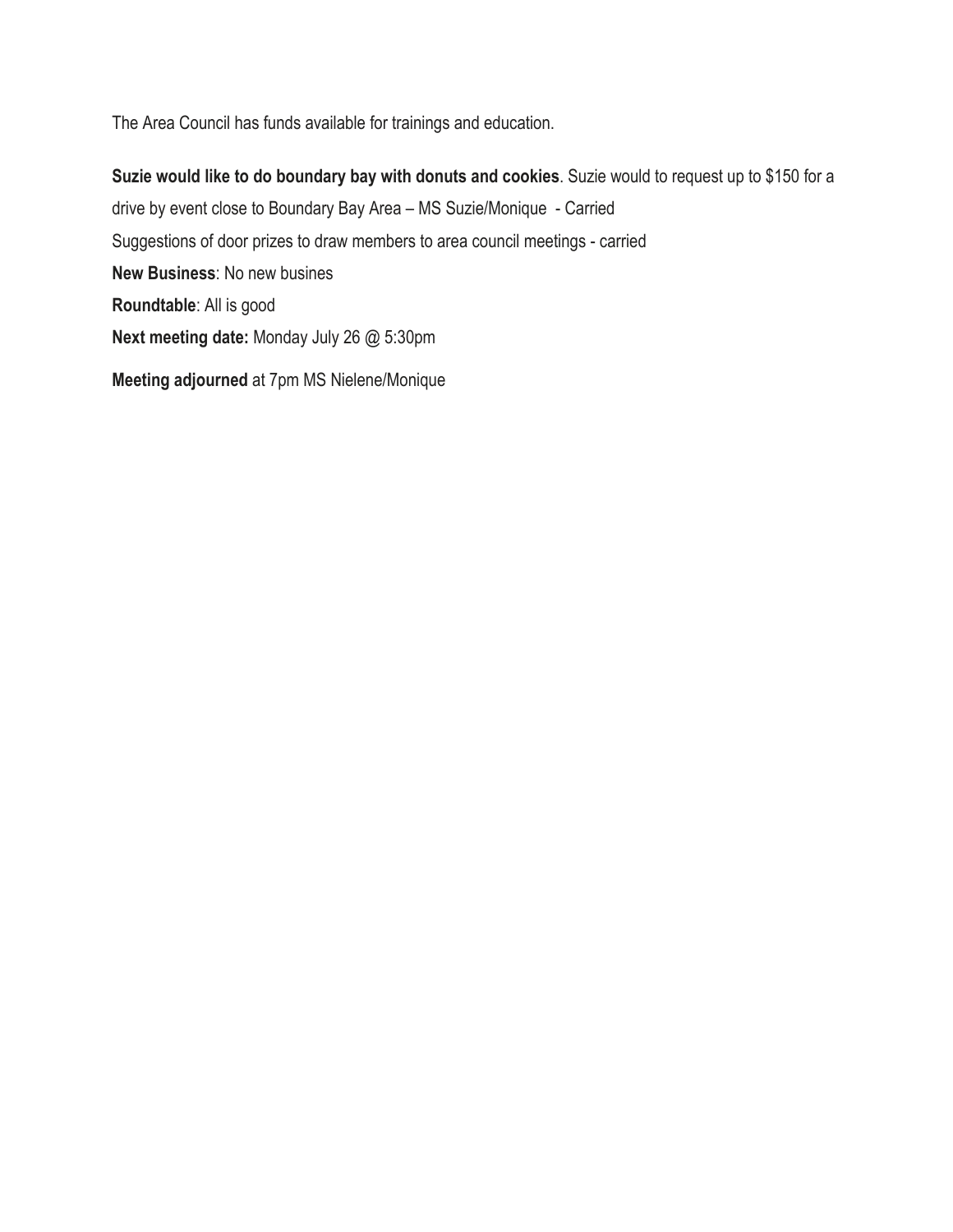The Area Council has funds available for trainings and education.

**Suzie would like to do boundary bay with donuts and cookies**. Suzie would to request up to $150 for a drive by event close to Boundary Bay Area – MS Suzie/Monique - Carried

Suggestions of door prizes to draw members to area council meetings - carried

**New Business**: No new busines

**Roundtable**: All is good

**Next meeting date:** Monday July 26 @ 5:30pm

**Meeting adjourned** at 7pm MS Nielene/Monique